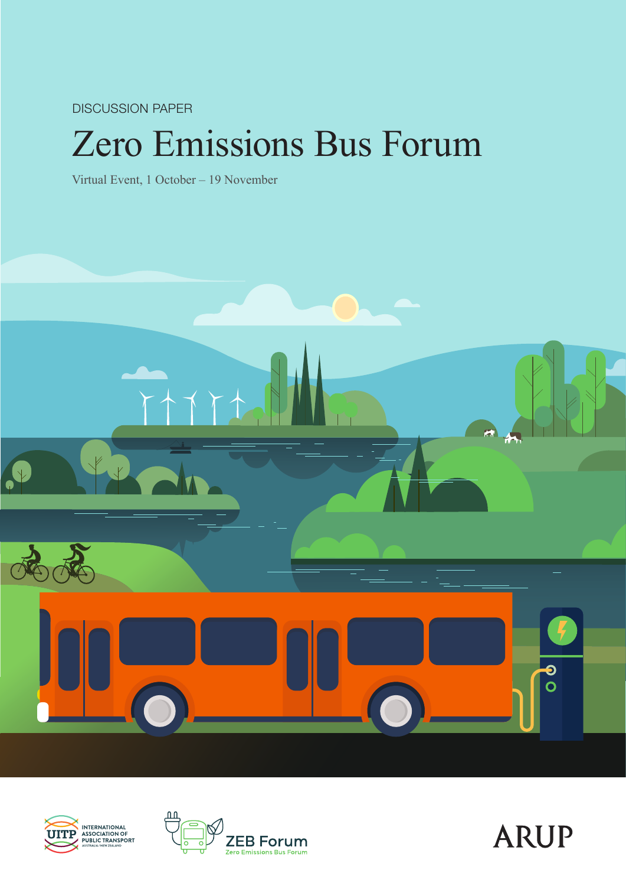DISCUSSION PAPER

# Zero Emissions Bus Forum

Virtual Event, 1 October – 19 November

INTERNATIONAL ASSOCIATION OF PUBLIC TRANSPORT
AUSTRALIA / NEW ZEALAND

ZEB Forum
Zero Emissions Bus Forum

ARUP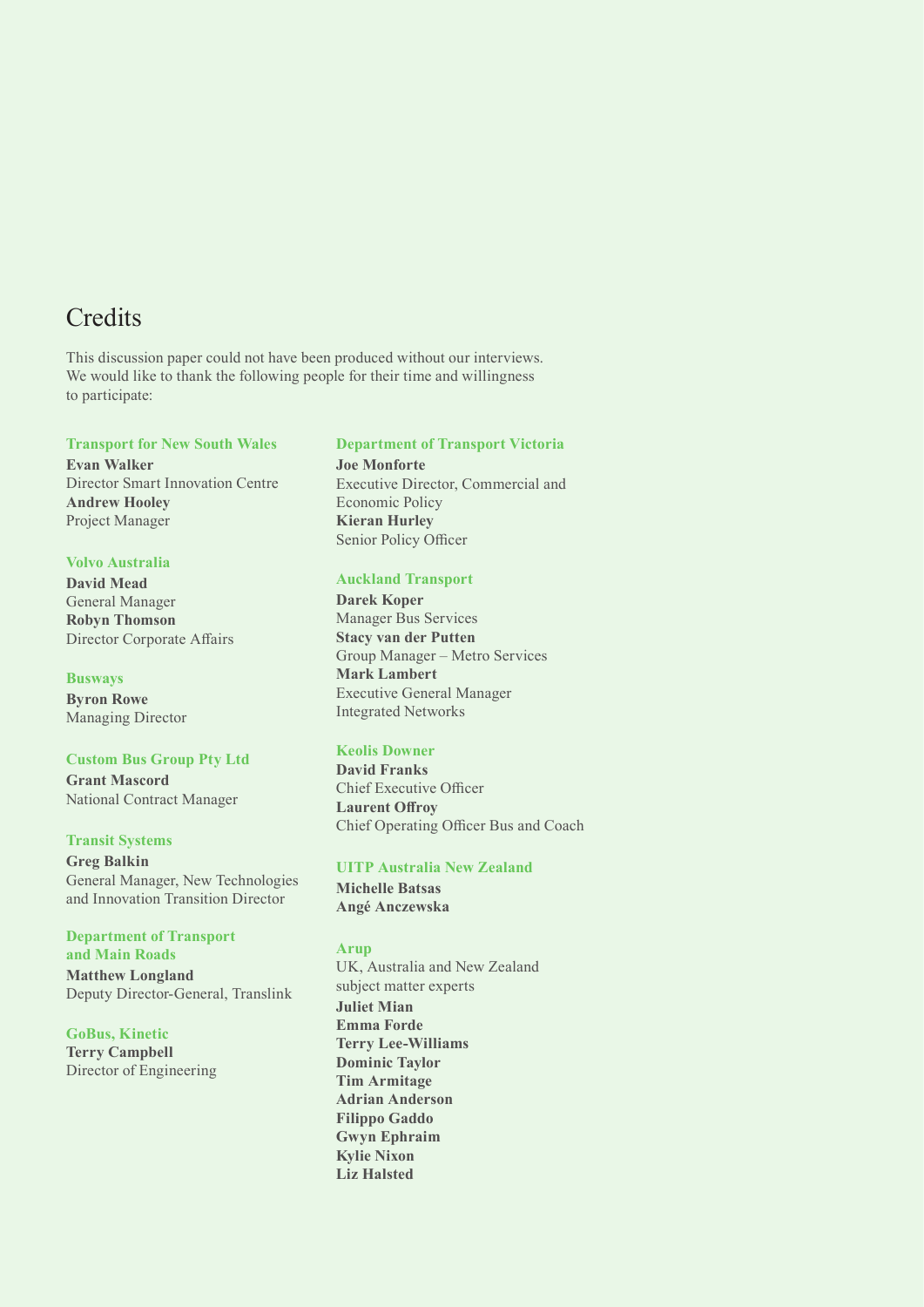# Credits

This discussion paper could not have been produced without our interviews. We would like to thank the following people for their time and willingness to participate:

### Transport for New South Wales

**Evan Walker**
Director Smart Innovation Centre
**Andrew Hooley**
Project Manager

### Volvo Australia

**David Mead**
General Manager
**Robyn Thomson**
Director Corporate Affairs

### Busways

**Byron Rowe**
Managing Director

### Custom Bus Group Pty Ltd

**Grant Mascord**
National Contract Manager

### Transit Systems

**Greg Balkin**
General Manager, New Technologies and Innovation Transition Director

### Department of Transport and Main Roads

**Matthew Longland**
Deputy Director-General, Translink

### GoBus, Kinetic

**Terry Campbell**
Director of Engineering

### Department of Transport Victoria

**Joe Monforte**
Executive Director, Commercial and Economic Policy
**Kieran Hurley**
Senior Policy Officer

### Auckland Transport

**Darek Koper**
Manager Bus Services
**Stacy van der Putten**
Group Manager – Metro Services
**Mark Lambert**
Executive General Manager Integrated Networks

### Keolis Downer

**David Franks**
Chief Executive Officer
**Laurent Offroy**
Chief Operating Officer Bus and Coach

### UITP Australia New Zealand

**Michelle Batsas**
**Angé Anczewska**

### Arup

UK, Australia and New Zealand subject matter experts

**Juliet Mian**
**Emma Forde**
**Terry Lee-Williams**
**Dominic Taylor**
**Tim Armitage**
**Adrian Anderson**
**Filippo Gaddo**
**Gwyn Ephraim**
**Kylie Nixon**
**Liz Halsted**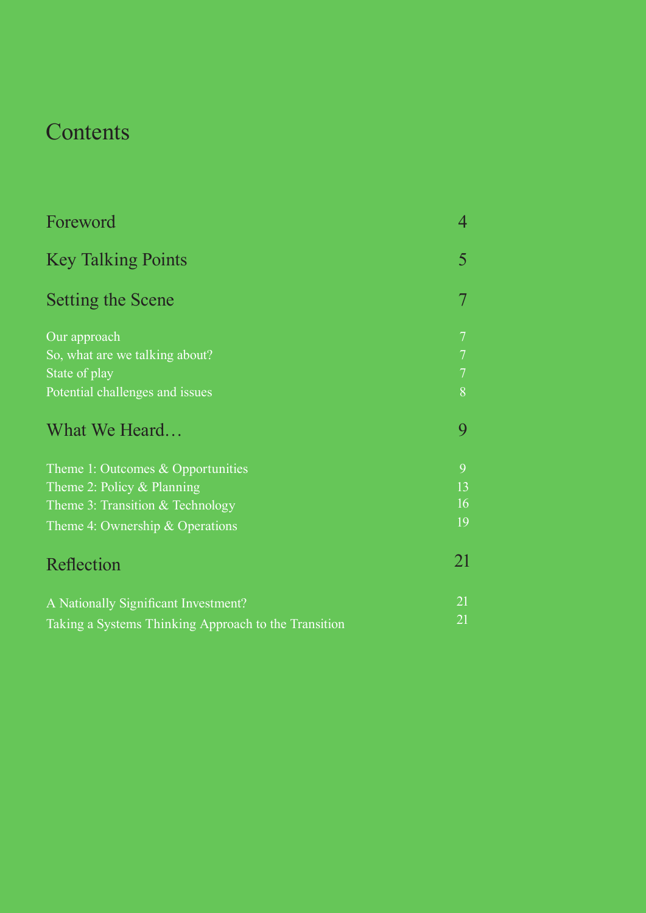# Contents

| | |
|---|---|
| **Foreword** | **4** |
| **Key Talking Points** | **5** |
| **Setting the Scene** | **7** |
| Our approach | 7 |
| So, what are we talking about? | 7 |
| State of play | 7 |
| Potential challenges and issues | 8 |
| **What We Heard…** | **9** |
| Theme 1: Outcomes & Opportunities | 9 |
| Theme 2: Policy & Planning | 13 |
| Theme 3: Transition & Technology | 16 |
| Theme 4: Ownership & Operations | 19 |
| **Reflection** | **21** |
| A Nationally Significant Investment? | 21 |
| Taking a Systems Thinking Approach to the Transition | 21 |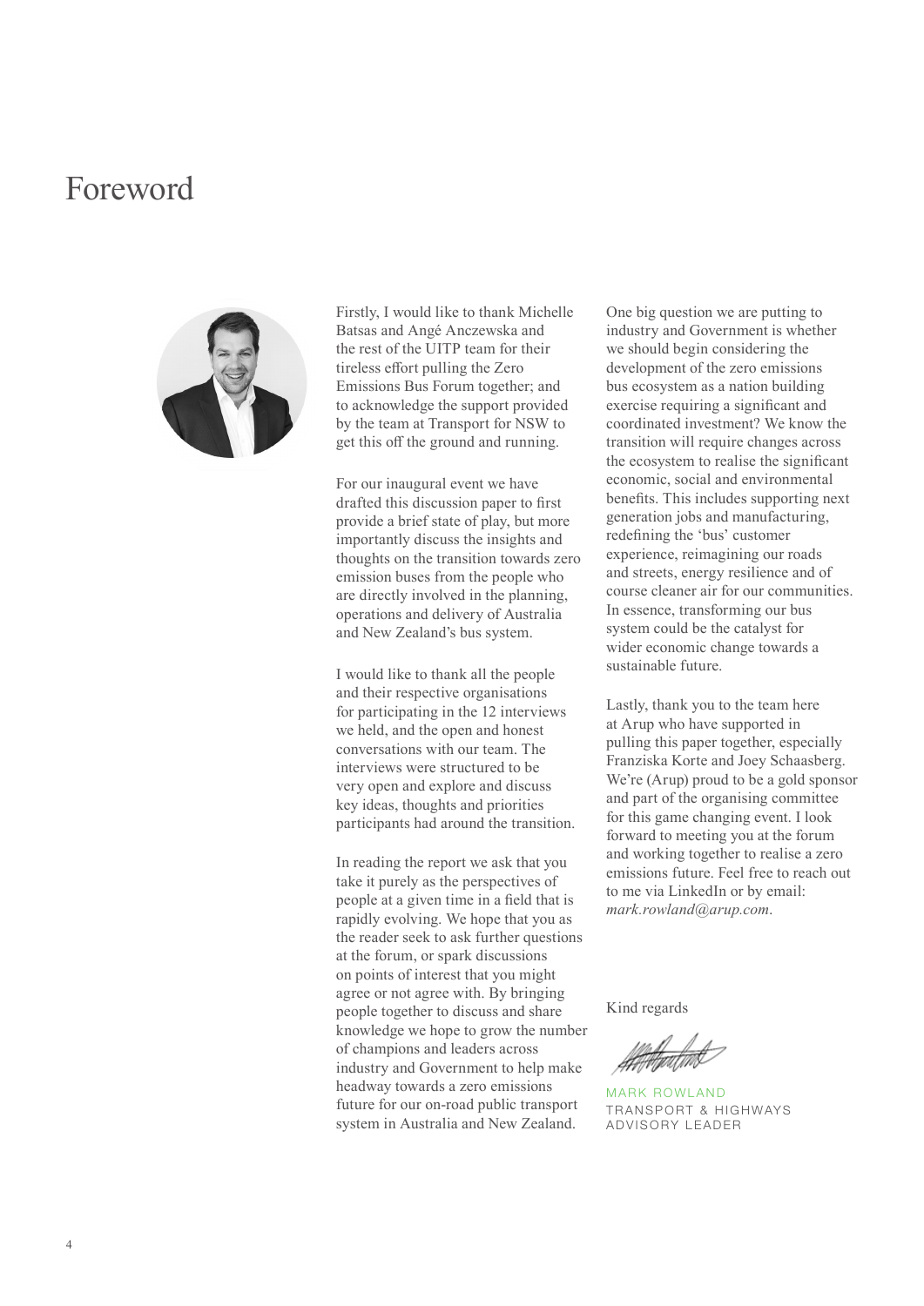# Foreword

Firstly, I would like to thank Michelle Batsas and Angé Anczewska and the rest of the UITP team for their tireless effort pulling the Zero Emissions Bus Forum together; and to acknowledge the support provided by the team at Transport for NSW to get this off the ground and running.

For our inaugural event we have drafted this discussion paper to first provide a brief state of play, but more importantly discuss the insights and thoughts on the transition towards zero emission buses from the people who are directly involved in the planning, operations and delivery of Australia and New Zealand's bus system.

I would like to thank all the people and their respective organisations for participating in the 12 interviews we held, and the open and honest conversations with our team. The interviews were structured to be very open and explore and discuss key ideas, thoughts and priorities participants had around the transition.

In reading the report we ask that you take it purely as the perspectives of people at a given time in a field that is rapidly evolving. We hope that you as the reader seek to ask further questions at the forum, or spark discussions on points of interest that you might agree or not agree with. By bringing people together to discuss and share knowledge we hope to grow the number of champions and leaders across industry and Government to help make headway towards a zero emissions future for our on-road public transport system in Australia and New Zealand.

One big question we are putting to industry and Government is whether we should begin considering the development of the zero emissions bus ecosystem as a nation building exercise requiring a significant and coordinated investment? We know the transition will require changes across the ecosystem to realise the significant economic, social and environmental benefits. This includes supporting next generation jobs and manufacturing, redefining the 'bus' customer experience, reimagining our roads and streets, energy resilience and of course cleaner air for our communities. In essence, transforming our bus system could be the catalyst for wider economic change towards a sustainable future.

Lastly, thank you to the team here at Arup who have supported in pulling this paper together, especially Franziska Korte and Joey Schaasberg. We're (Arup) proud to be a gold sponsor and part of the organising committee for this game changing event. I look forward to meeting you at the forum and working together to realise a zero emissions future. Feel free to reach out to me via LinkedIn or by email: *mark.rowland@arup.com*.

Kind regards

MARK ROWLAND
TRANSPORT & HIGHWAYS ADVISORY LEADER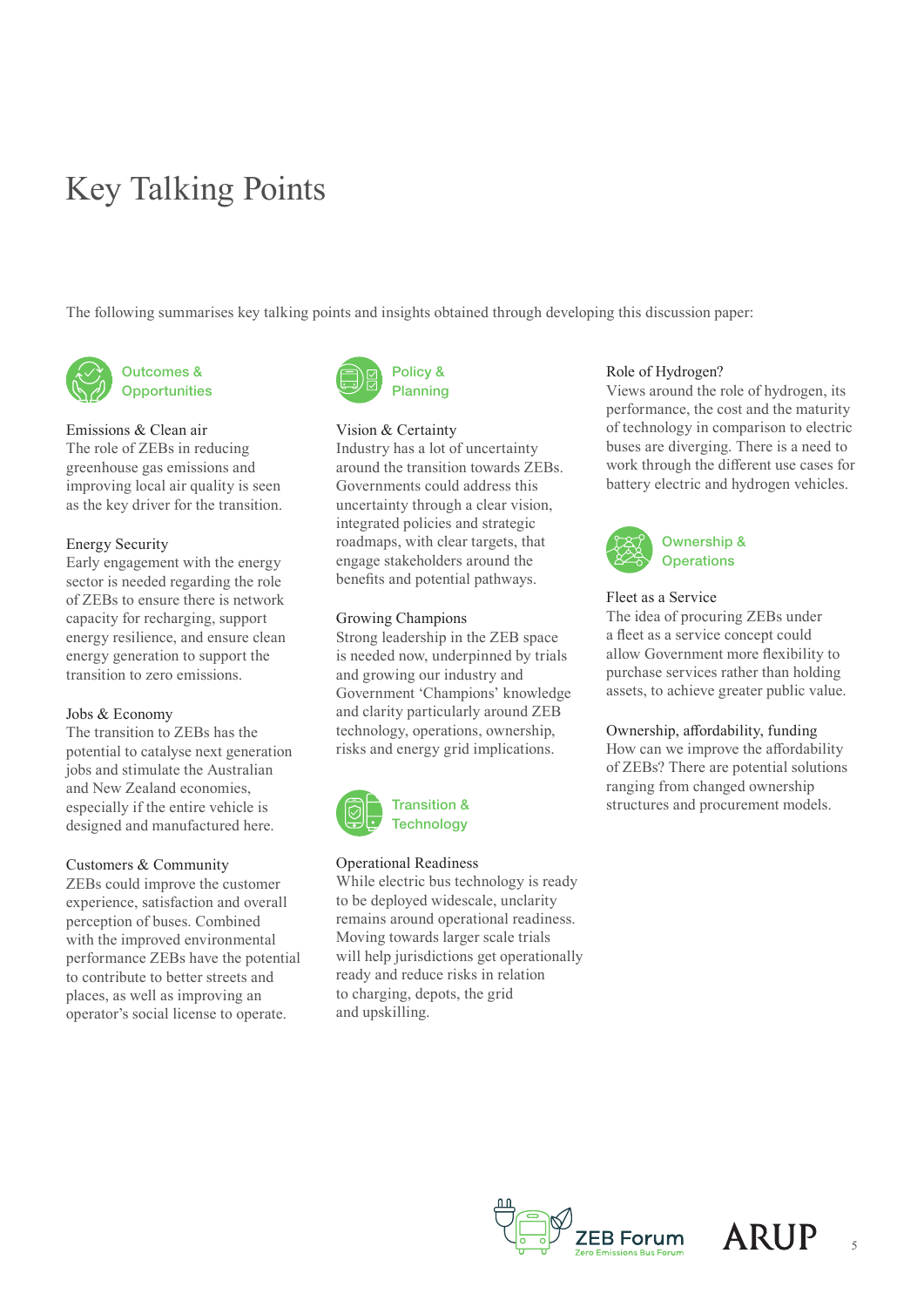# Key Talking Points

The following summarises key talking points and insights obtained through developing this discussion paper:

## Outcomes & Opportunities

### Emissions & Clean air

The role of ZEBs in reducing greenhouse gas emissions and improving local air quality is seen as the key driver for the transition.

### Energy Security

Early engagement with the energy sector is needed regarding the role of ZEBs to ensure there is network capacity for recharging, support energy resilience, and ensure clean energy generation to support the transition to zero emissions.

### Jobs & Economy

The transition to ZEBs has the potential to catalyse next generation jobs and stimulate the Australian and New Zealand economies, especially if the entire vehicle is designed and manufactured here.

### Customers & Community

ZEBs could improve the customer experience, satisfaction and overall perception of buses. Combined with the improved environmental performance ZEBs have the potential to contribute to better streets and places, as well as improving an operator's social license to operate.

## Policy & Planning

### Vision & Certainty

Industry has a lot of uncertainty around the transition towards ZEBs. Governments could address this uncertainty through a clear vision, integrated policies and strategic roadmaps, with clear targets, that engage stakeholders around the benefits and potential pathways.

### Growing Champions

Strong leadership in the ZEB space is needed now, underpinned by trials and growing our industry and Government 'Champions' knowledge and clarity particularly around ZEB technology, operations, ownership, risks and energy grid implications.

## Transition & Technology

### Operational Readiness

While electric bus technology is ready to be deployed widescale, unclarity remains around operational readiness. Moving towards larger scale trials will help jurisdictions get operationally ready and reduce risks in relation to charging, depots, the grid and upskilling.

### Role of Hydrogen?

Views around the role of hydrogen, its performance, the cost and the maturity of technology in comparison to electric buses are diverging. There is a need to work through the different use cases for battery electric and hydrogen vehicles.

## Ownership & Operations

### Fleet as a Service

The idea of procuring ZEBs under a fleet as a service concept could allow Government more flexibility to purchase services rather than holding assets, to achieve greater public value.

### Ownership, affordability, funding

How can we improve the affordability of ZEBs? There are potential solutions ranging from changed ownership structures and procurement models.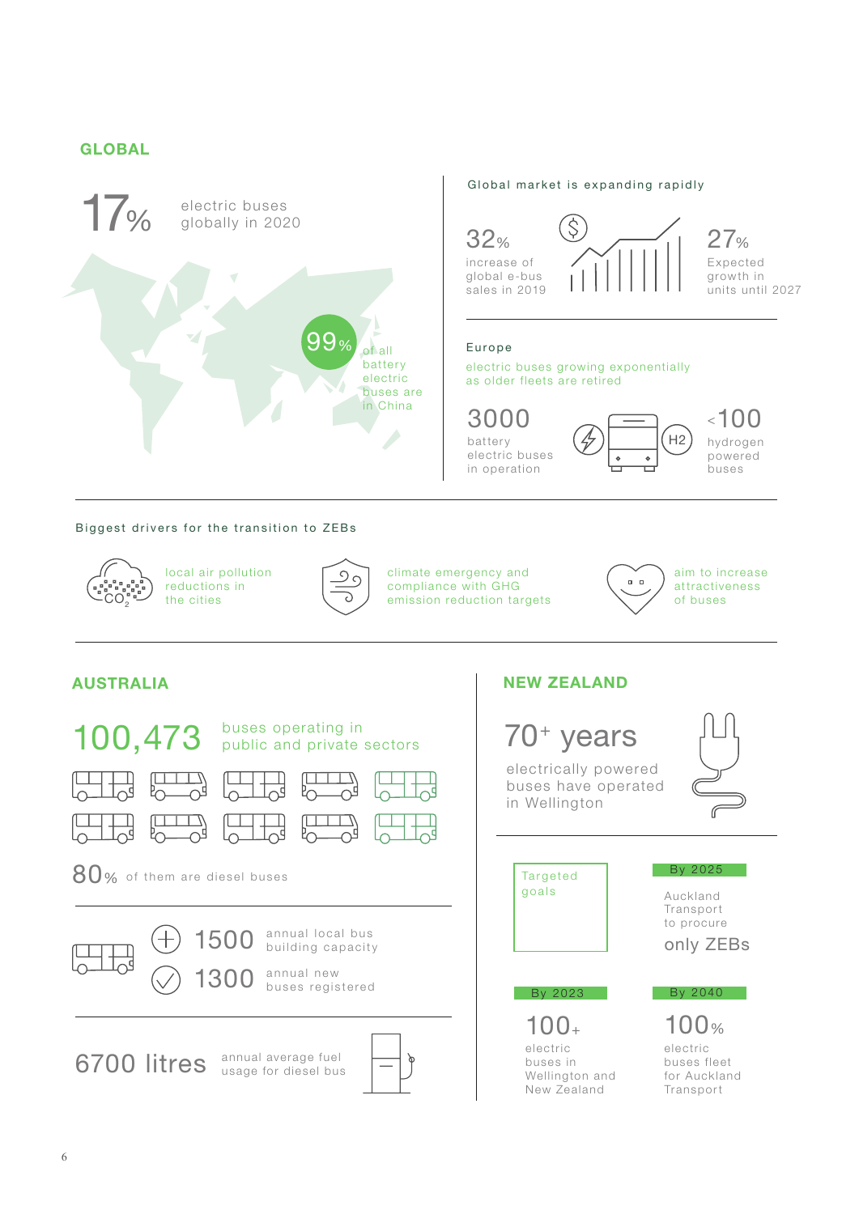## GLOBAL

17% electric buses globally in 2020

99% of all battery electric buses are in China

### Global market is expanding rapidly

32% increase of global e-bus sales in 2019

27% Expected growth in units until 2027

### Europe

electric buses growing exponentially as older fleets are retired

3000 battery electric buses in operation

<100 hydrogen powered buses

### Biggest drivers for the transition to ZEBs

- local air pollution reductions in the cities
- climate emergency and compliance with GHG emission reduction targets
- aim to increase attractiveness of buses

## AUSTRALIA

100,473 buses operating in public and private sectors

80% of them are diesel buses

1500 annual local bus building capacity

1300 annual new buses registered

6700 litres annual average fuel usage for diesel bus

## NEW ZEALAND

70+ years electrically powered buses have operated in Wellington

Targeted goals

**By 2025**
Auckland Transport to procure only ZEBs

**By 2023**
100+ electric buses in Wellington and New Zealand

**By 2040**
100% electric buses fleet for Auckland Transport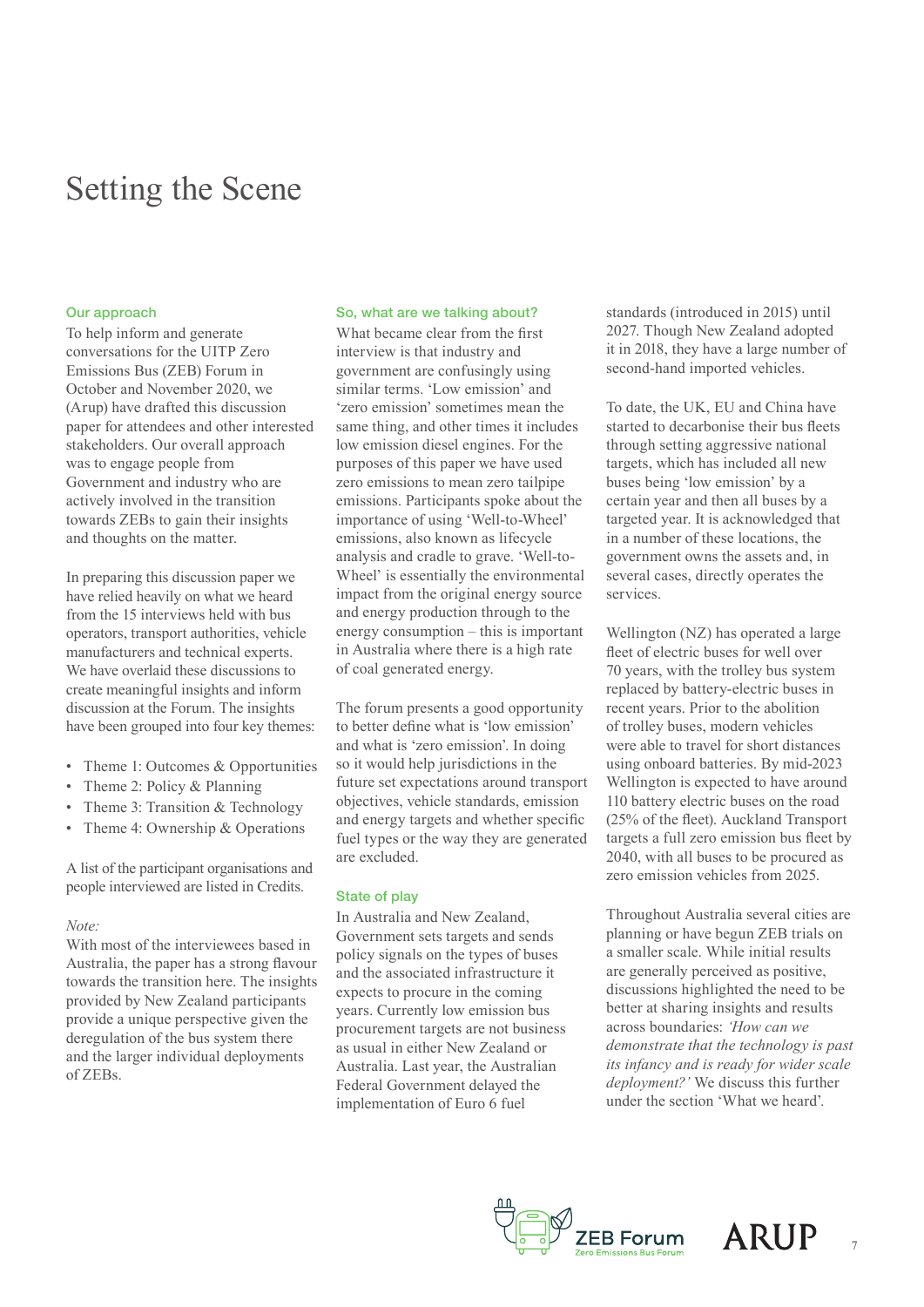# Setting the Scene

### Our approach

To help inform and generate conversations for the UITP Zero Emissions Bus (ZEB) Forum in October and November 2020, we (Arup) have drafted this discussion paper for attendees and other interested stakeholders. Our overall approach was to engage people from Government and industry who are actively involved in the transition towards ZEBs to gain their insights and thoughts on the matter.

In preparing this discussion paper we have relied heavily on what we heard from the 15 interviews held with bus operators, transport authorities, vehicle manufacturers and technical experts. We have overlaid these discussions to create meaningful insights and inform discussion at the Forum. The insights have been grouped into four key themes:

- Theme 1: Outcomes & Opportunities
- Theme 2: Policy & Planning
- Theme 3: Transition & Technology
- Theme 4: Ownership & Operations

A list of the participant organisations and people interviewed are listed in Credits.

*Note:*

With most of the interviewees based in Australia, the paper has a strong flavour towards the transition here. The insights provided by New Zealand participants provide a unique perspective given the deregulation of the bus system there and the larger individual deployments of ZEBs.

### So, what are we talking about?

What became clear from the first interview is that industry and government are confusingly using similar terms. 'Low emission' and 'zero emission' sometimes mean the same thing, and other times it includes low emission diesel engines. For the purposes of this paper we have used zero emissions to mean zero tailpipe emissions. Participants spoke about the importance of using 'Well-to-Wheel' emissions, also known as lifecycle analysis and cradle to grave. 'Well-to-Wheel' is essentially the environmental impact from the original energy source and energy production through to the energy consumption – this is important in Australia where there is a high rate of coal generated energy.

The forum presents a good opportunity to better define what is 'low emission' and what is 'zero emission'. In doing so it would help jurisdictions in the future set expectations around transport objectives, vehicle standards, emission and energy targets and whether specific fuel types or the way they are generated are excluded.

### State of play

In Australia and New Zealand, Government sets targets and sends policy signals on the types of buses and the associated infrastructure it expects to procure in the coming years. Currently low emission bus procurement targets are not business as usual in either New Zealand or Australia. Last year, the Australian Federal Government delayed the implementation of Euro 6 fuel standards (introduced in 2015) until 2027. Though New Zealand adopted it in 2018, they have a large number of second-hand imported vehicles.

To date, the UK, EU and China have started to decarbonise their bus fleets through setting aggressive national targets, which has included all new buses being 'low emission' by a certain year and then all buses by a targeted year. It is acknowledged that in a number of these locations, the government owns the assets and, in several cases, directly operates the services.

Wellington (NZ) has operated a large fleet of electric buses for well over 70 years, with the trolley bus system replaced by battery-electric buses in recent years. Prior to the abolition of trolley buses, modern vehicles were able to travel for short distances using onboard batteries. By mid-2023 Wellington is expected to have around 110 battery electric buses on the road (25% of the fleet). Auckland Transport targets a full zero emission bus fleet by 2040, with all buses to be procured as zero emission vehicles from 2025.

Throughout Australia several cities are planning or have begun ZEB trials on a smaller scale. While initial results are generally perceived as positive, discussions highlighted the need to be better at sharing insights and results across boundaries: *'How can we demonstrate that the technology is past its infancy and is ready for wider scale deployment?'* We discuss this further under the section 'What we heard'.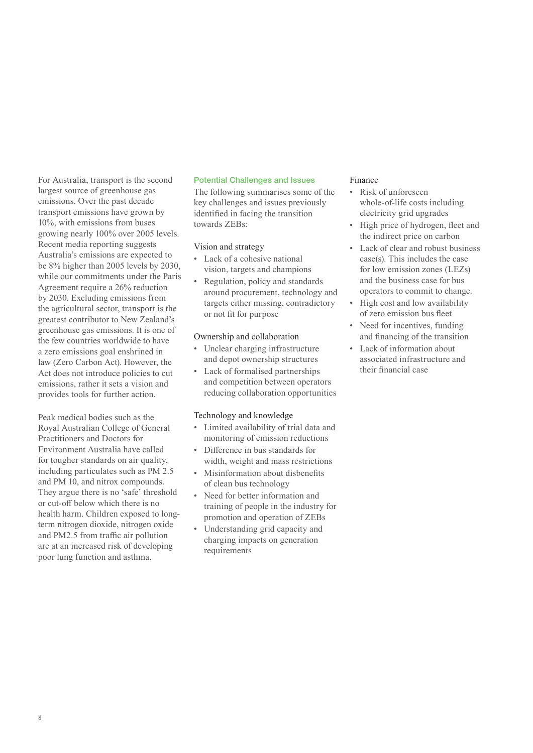For Australia, transport is the second largest source of greenhouse gas emissions. Over the past decade transport emissions have grown by 10%, with emissions from buses growing nearly 100% over 2005 levels. Recent media reporting suggests Australia's emissions are expected to be 8% higher than 2005 levels by 2030, while our commitments under the Paris Agreement require a 26% reduction by 2030. Excluding emissions from the agricultural sector, transport is the greatest contributor to New Zealand's greenhouse gas emissions. It is one of the few countries worldwide to have a zero emissions goal enshrined in law (Zero Carbon Act). However, the Act does not introduce policies to cut emissions, rather it sets a vision and provides tools for further action.

Peak medical bodies such as the Royal Australian College of General Practitioners and Doctors for Environment Australia have called for tougher standards on air quality, including particulates such as PM 2.5 and PM 10, and nitrox compounds. They argue there is no 'safe' threshold or cut-off below which there is no health harm. Children exposed to long-term nitrogen dioxide, nitrogen oxide and PM2.5 from traffic air pollution are at an increased risk of developing poor lung function and asthma.

## Potential Challenges and Issues

The following summarises some of the key challenges and issues previously identified in facing the transition towards ZEBs:

### Vision and strategy

- Lack of a cohesive national vision, targets and champions
- Regulation, policy and standards around procurement, technology and targets either missing, contradictory or not fit for purpose

### Ownership and collaboration

- Unclear charging infrastructure and depot ownership structures
- Lack of formalised partnerships and competition between operators reducing collaboration opportunities

### Technology and knowledge

- Limited availability of trial data and monitoring of emission reductions
- Difference in bus standards for width, weight and mass restrictions
- Misinformation about disbenefits of clean bus technology
- Need for better information and training of people in the industry for promotion and operation of ZEBs
- Understanding grid capacity and charging impacts on generation requirements

### Finance

- Risk of unforeseen whole-of-life costs including electricity grid upgrades
- High price of hydrogen, fleet and the indirect price on carbon
- Lack of clear and robust business case(s). This includes the case for low emission zones (LEZs) and the business case for bus operators to commit to change.
- High cost and low availability of zero emission bus fleet
- Need for incentives, funding and financing of the transition
- Lack of information about associated infrastructure and their financial case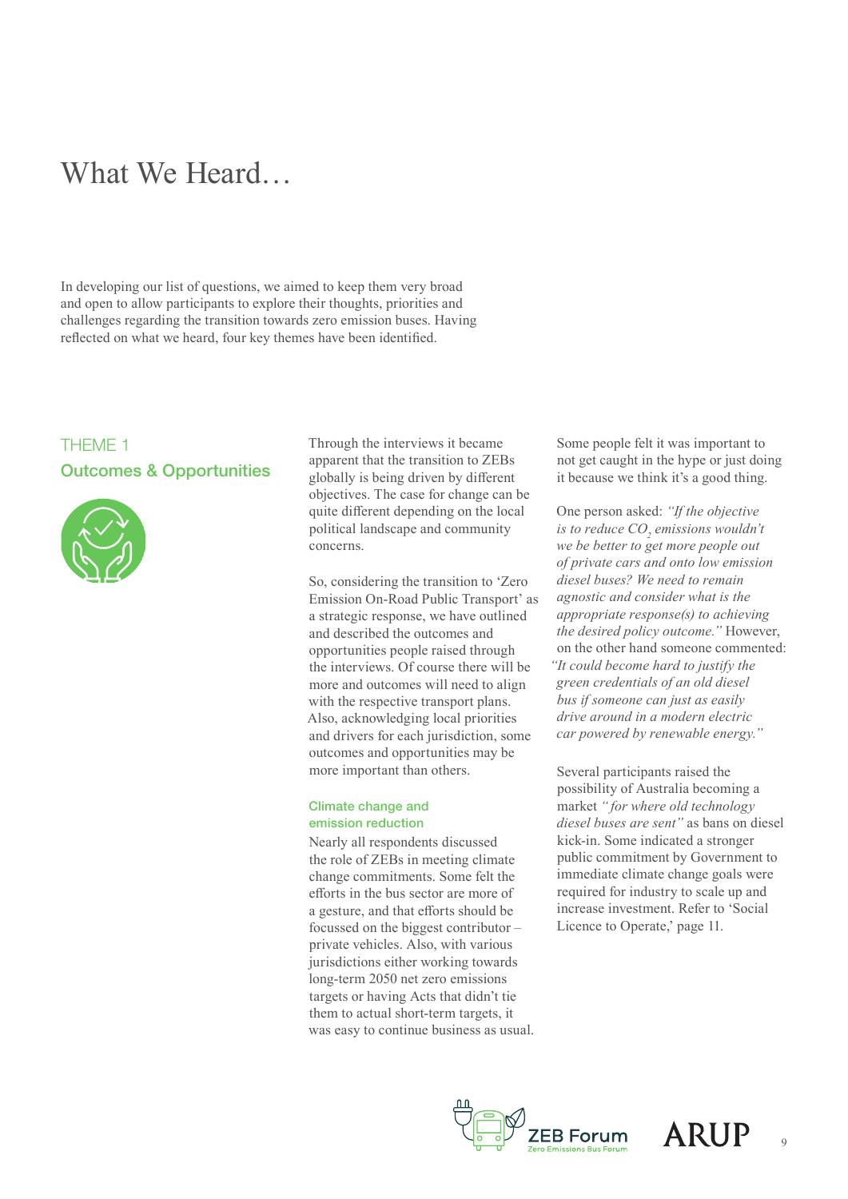# What We Heard…

In developing our list of questions, we aimed to keep them very broad and open to allow participants to explore their thoughts, priorities and challenges regarding the transition towards zero emission buses. Having reflected on what we heard, four key themes have been identified.

## THEME 1
## Outcomes & Opportunities

Through the interviews it became apparent that the transition to ZEBs globally is being driven by different objectives. The case for change can be quite different depending on the local political landscape and community concerns.

So, considering the transition to 'Zero Emission On-Road Public Transport' as a strategic response, we have outlined and described the outcomes and opportunities people raised through the interviews. Of course there will be more and outcomes will need to align with the respective transport plans. Also, acknowledging local priorities and drivers for each jurisdiction, some outcomes and opportunities may be more important than others.

### Climate change and emission reduction

Nearly all respondents discussed the role of ZEBs in meeting climate change commitments. Some felt the efforts in the bus sector are more of a gesture, and that efforts should be focussed on the biggest contributor – private vehicles. Also, with various jurisdictions either working towards long-term 2050 net zero emissions targets or having Acts that didn't tie them to actual short-term targets, it was easy to continue business as usual.

Some people felt it was important to not get caught in the hype or just doing it because we think it's a good thing.

One person asked: *"If the objective is to reduce $CO_2$ emissions wouldn't we be better to get more people out of private cars and onto low emission diesel buses? We need to remain agnostic and consider what is the appropriate response(s) to achieving the desired policy outcome."* However, on the other hand someone commented: *"It could become hard to justify the green credentials of an old diesel bus if someone can just as easily drive around in a modern electric car powered by renewable energy."*

Several participants raised the possibility of Australia becoming a market *"for where old technology diesel buses are sent"* as bans on diesel kick-in. Some indicated a stronger public commitment by Government to immediate climate change goals were required for industry to scale up and increase investment. Refer to 'Social Licence to Operate,' page 11.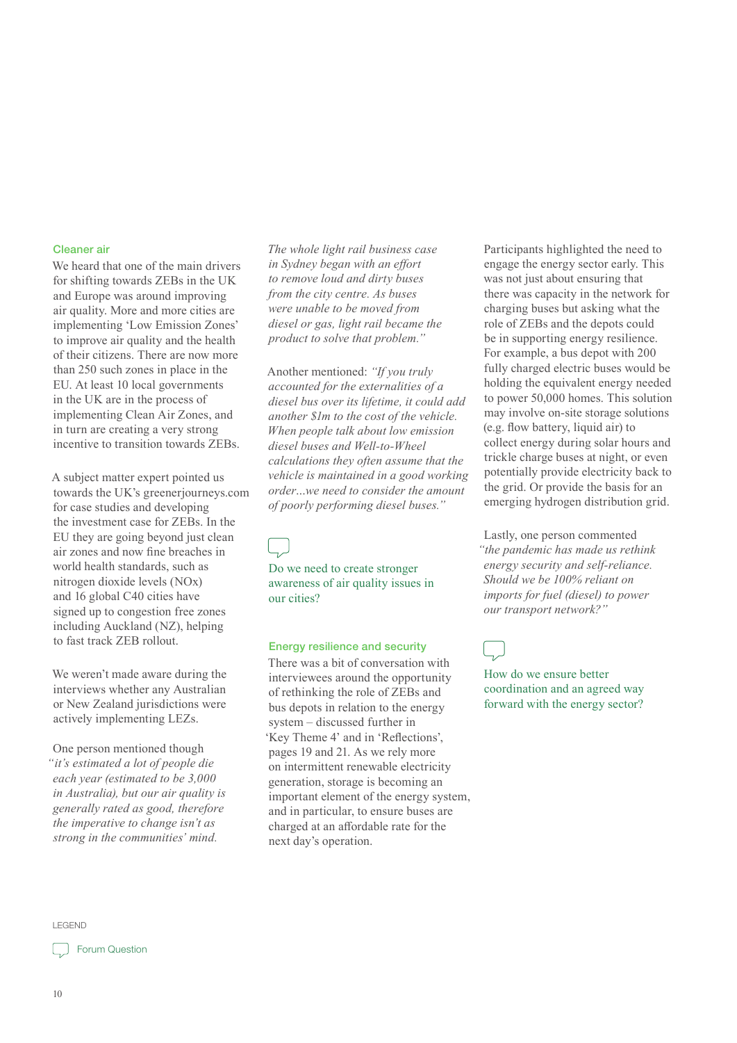### Cleaner air

We heard that one of the main drivers for shifting towards ZEBs in the UK and Europe was around improving air quality. More and more cities are implementing 'Low Emission Zones' to improve air quality and the health of their citizens. There are now more than 250 such zones in place in the EU. At least 10 local governments in the UK are in the process of implementing Clean Air Zones, and in turn are creating a very strong incentive to transition towards ZEBs.

A subject matter expert pointed us towards the UK's greenerjourneys.com for case studies and developing the investment case for ZEBs. In the EU they are going beyond just clean air zones and now fine breaches in world health standards, such as nitrogen dioxide levels (NOx) and 16 global C40 cities have signed up to congestion free zones including Auckland (NZ), helping to fast track ZEB rollout.

We weren't made aware during the interviews whether any Australian or New Zealand jurisdictions were actively implementing LEZs.

One person mentioned though *"it's estimated a lot of people die each year (estimated to be 3,000 in Australia), but our air quality is generally rated as good, therefore the imperative to change isn't as strong in the communities' mind. The whole light rail business case in Sydney began with an effort to remove loud and dirty buses from the city centre. As buses were unable to be moved from diesel or gas, light rail became the product to solve that problem."*

Another mentioned: *"If you truly accounted for the externalities of a diesel bus over its lifetime, it could add another $1m to the cost of the vehicle. When people talk about low emission diesel buses and Well-to-Wheel calculations they often assume that the vehicle is maintained in a good working order...we need to consider the amount of poorly performing diesel buses."*

> Do we need to create stronger awareness of air quality issues in our cities?

### Energy resilience and security

There was a bit of conversation with interviewees around the opportunity of rethinking the role of ZEBs and bus depots in relation to the energy system – discussed further in 'Key Theme 4' and in 'Reflections', pages 19 and 21. As we rely more on intermittent renewable electricity generation, storage is becoming an important element of the energy system, and in particular, to ensure buses are charged at an affordable rate for the next day's operation.

Participants highlighted the need to engage the energy sector early. This was not just about ensuring that there was capacity in the network for charging buses but asking what the role of ZEBs and the depots could be in supporting energy resilience. For example, a bus depot with 200 fully charged electric buses would be holding the equivalent energy needed to power 50,000 homes. This solution may involve on-site storage solutions (e.g. flow battery, liquid air) to collect energy during solar hours and trickle charge buses at night, or even potentially provide electricity back to the grid. Or provide the basis for an emerging hydrogen distribution grid.

Lastly, one person commented *"the pandemic has made us rethink energy security and self-reliance. Should we be 100% reliant on imports for fuel (diesel) to power our transport network?"*

> How do we ensure better coordination and an agreed way forward with the energy sector?

LEGEND

Forum Question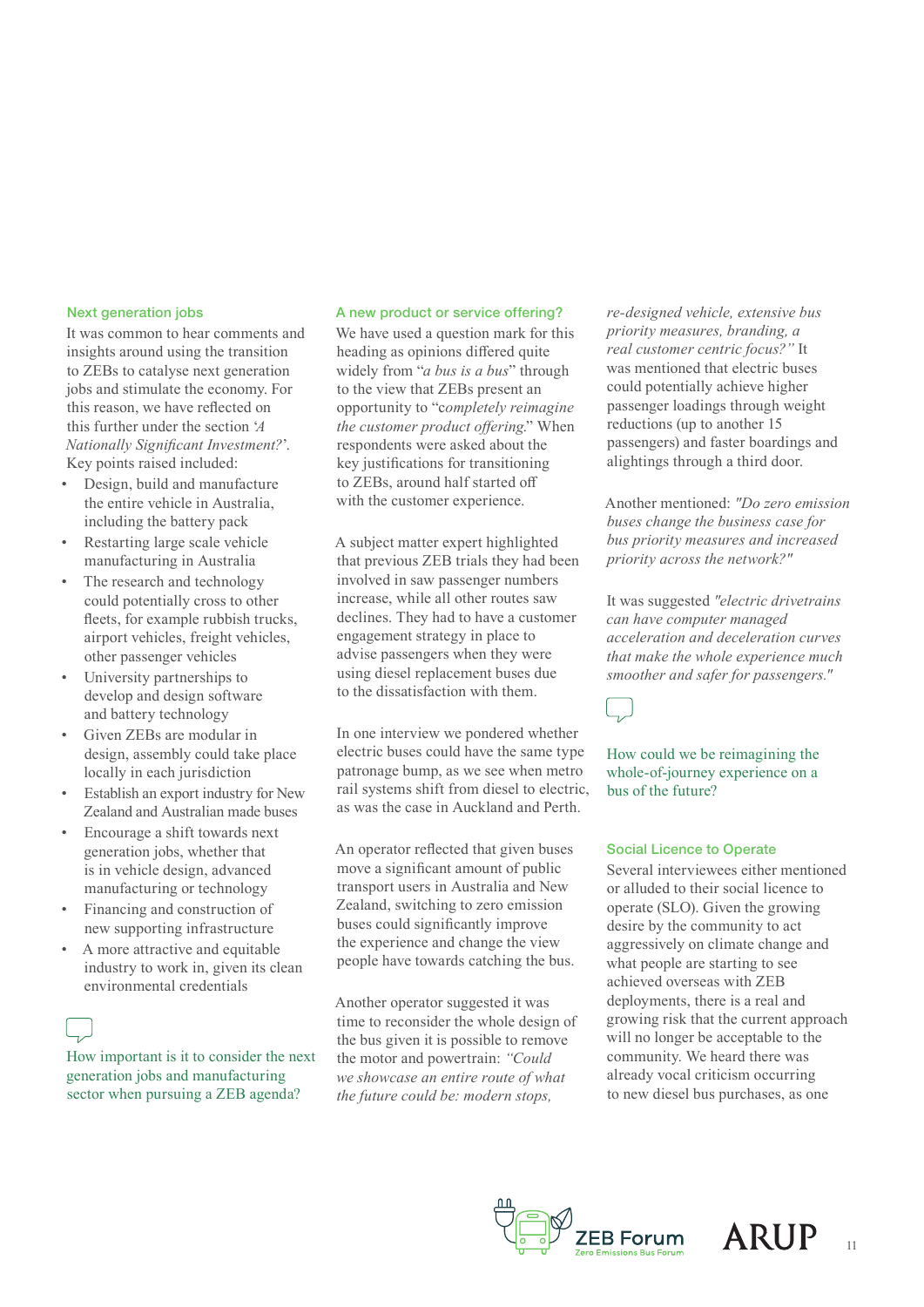### Next generation jobs

It was common to hear comments and insights around using the transition to ZEBs to catalyse next generation jobs and stimulate the economy. For this reason, we have reflected on this further under the section *'A Nationally Significant Investment?'*. Key points raised included:

- Design, build and manufacture the entire vehicle in Australia, including the battery pack
- Restarting large scale vehicle manufacturing in Australia
- The research and technology could potentially cross to other fleets, for example rubbish trucks, airport vehicles, freight vehicles, other passenger vehicles
- University partnerships to develop and design software and battery technology
- Given ZEBs are modular in design, assembly could take place locally in each jurisdiction
- Establish an export industry for New Zealand and Australian made buses
- Encourage a shift towards next generation jobs, whether that is in vehicle design, advanced manufacturing or technology
- Financing and construction of new supporting infrastructure
- A more attractive and equitable industry to work in, given its clean environmental credentials

How important is it to consider the next generation jobs and manufacturing sector when pursuing a ZEB agenda?

### A new product or service offering?

We have used a question mark for this heading as opinions differed quite widely from "*a bus is a bus*" through to the view that ZEBs present an opportunity to "*completely reimagine the customer product offering.*" When respondents were asked about the key justifications for transitioning to ZEBs, around half started off with the customer experience.

A subject matter expert highlighted that previous ZEB trials they had been involved in saw passenger numbers increase, while all other routes saw declines. They had to have a customer engagement strategy in place to advise passengers when they were using diesel replacement buses due to the dissatisfaction with them.

In one interview we pondered whether electric buses could have the same type patronage bump, as we see when metro rail systems shift from diesel to electric, as was the case in Auckland and Perth.

An operator reflected that given buses move a significant amount of public transport users in Australia and New Zealand, switching to zero emission buses could significantly improve the experience and change the view people have towards catching the bus.

Another operator suggested it was time to reconsider the whole design of the bus given it is possible to remove the motor and powertrain: *"Could we showcase an entire route of what the future could be: modern stops, re-designed vehicle, extensive bus priority measures, branding, a real customer centric focus?"* It was mentioned that electric buses could potentially achieve higher passenger loadings through weight reductions (up to another 15 passengers) and faster boardings and alightings through a third door.

Another mentioned: *"Do zero emission buses change the business case for bus priority measures and increased priority across the network?"*

It was suggested *"electric drivetrains can have computer managed acceleration and deceleration curves that make the whole experience much smoother and safer for passengers."*

How could we be reimagining the whole-of-journey experience on a bus of the future?

### Social Licence to Operate

Several interviewees either mentioned or alluded to their social licence to operate (SLO). Given the growing desire by the community to act aggressively on climate change and what people are starting to see achieved overseas with ZEB deployments, there is a real and growing risk that the current approach will no longer be acceptable to the community. We heard there was already vocal criticism occurring to new diesel bus purchases, as one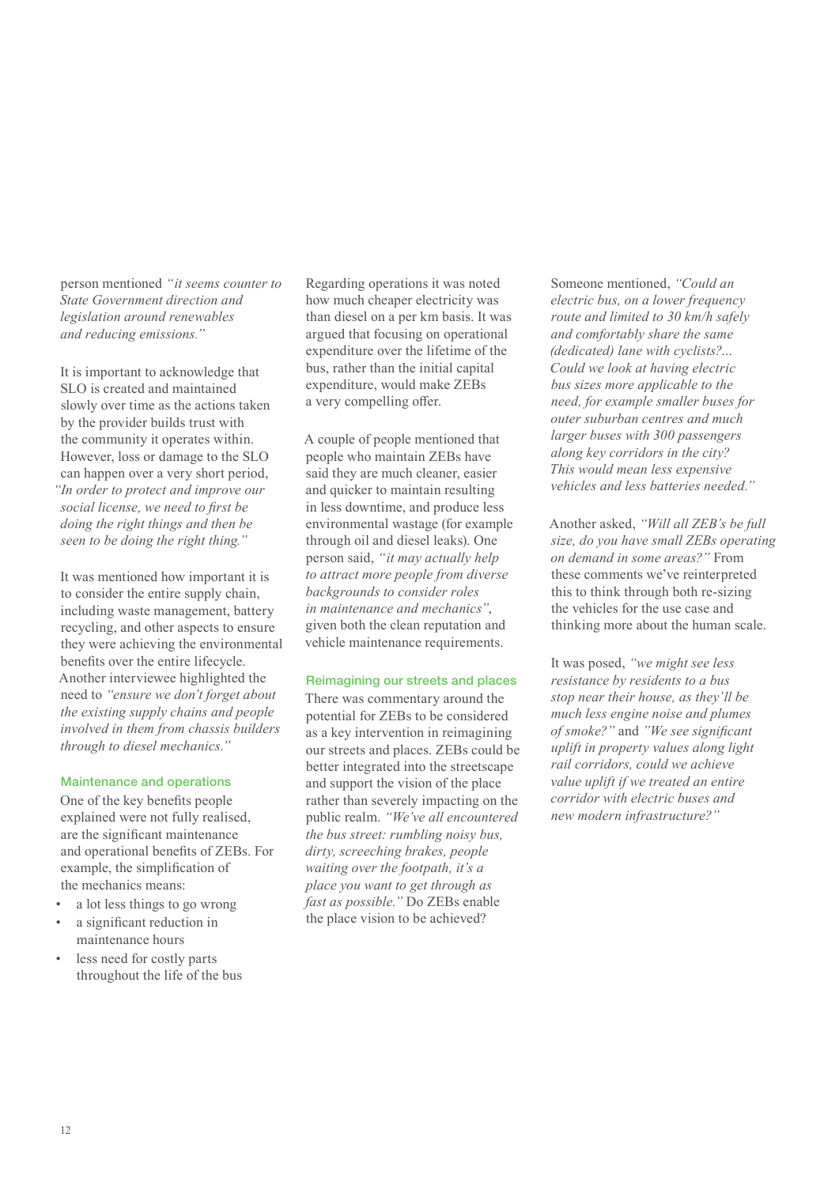person mentioned *"it seems counter to State Government direction and legislation around renewables and reducing emissions."*

It is important to acknowledge that SLO is created and maintained slowly over time as the actions taken by the provider builds trust with the community it operates within. However, loss or damage to the SLO can happen over a very short period, *"In order to protect and improve our social license, we need to first be doing the right things and then be seen to be doing the right thing."*

It was mentioned how important it is to consider the entire supply chain, including waste management, battery recycling, and other aspects to ensure they were achieving the environmental benefits over the entire lifecycle. Another interviewee highlighted the need to *"ensure we don't forget about the existing supply chains and people involved in them from chassis builders through to diesel mechanics."*

### Maintenance and operations

One of the key benefits people explained were not fully realised, are the significant maintenance and operational benefits of ZEBs. For example, the simplification of the mechanics means:

- a lot less things to go wrong
- a significant reduction in maintenance hours
- less need for costly parts throughout the life of the bus

Regarding operations it was noted how much cheaper electricity was than diesel on a per km basis. It was argued that focusing on operational expenditure over the lifetime of the bus, rather than the initial capital expenditure, would make ZEBs a very compelling offer.

A couple of people mentioned that people who maintain ZEBs have said they are much cleaner, easier and quicker to maintain resulting in less downtime, and produce less environmental wastage (for example through oil and diesel leaks). One person said, *"it may actually help to attract more people from diverse backgrounds to consider roles in maintenance and mechanics"*, given both the clean reputation and vehicle maintenance requirements.

### Reimagining our streets and places

There was commentary around the potential for ZEBs to be considered as a key intervention in reimagining our streets and places. ZEBs could be better integrated into the streetscape and support the vision of the place rather than severely impacting on the public realm. *"We've all encountered the bus street: rumbling noisy bus, dirty, screeching brakes, people waiting over the footpath, it's a place you want to get through as fast as possible."* Do ZEBs enable the place vision to be achieved?

Someone mentioned, *"Could an electric bus, on a lower frequency route and limited to 30 km/h safely and comfortably share the same (dedicated) lane with cyclists?... Could we look at having electric bus sizes more applicable to the need, for example smaller buses for outer suburban centres and much larger buses with 300 passengers along key corridors in the city? This would mean less expensive vehicles and less batteries needed."*

Another asked, *"Will all ZEB's be full size, do you have small ZEBs operating on demand in some areas?"* From these comments we've reinterpreted this to think through both re-sizing the vehicles for the use case and thinking more about the human scale.

It was posed, *"we might see less resistance by residents to a bus stop near their house, as they'll be much less engine noise and plumes of smoke?"* and *"We see significant uplift in property values along light rail corridors, could we achieve value uplift if we treated an entire corridor with electric buses and new modern infrastructure?"*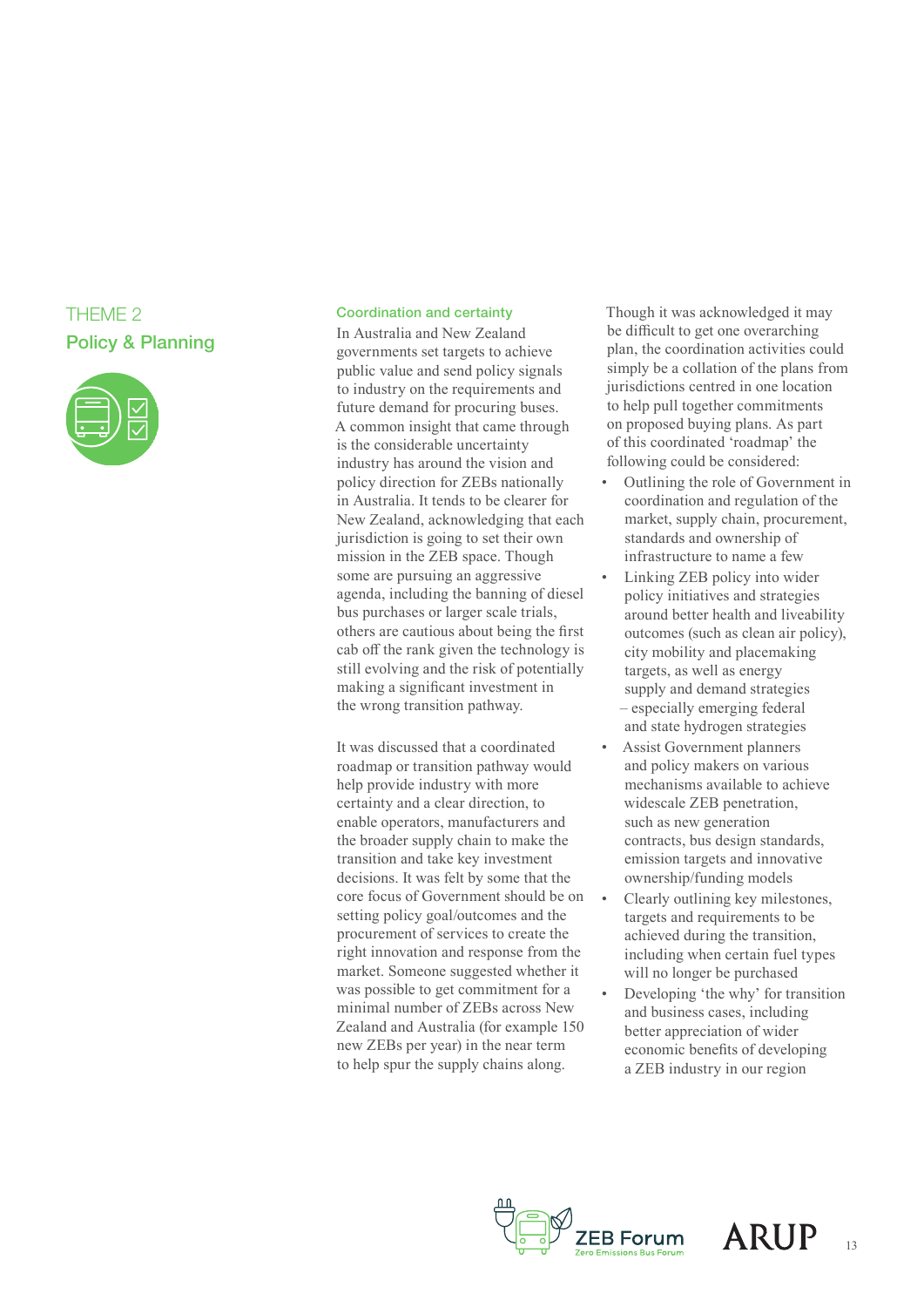THEME 2

## Policy & Planning

### Coordination and certainty

In Australia and New Zealand governments set targets to achieve public value and send policy signals to industry on the requirements and future demand for procuring buses. A common insight that came through is the considerable uncertainty industry has around the vision and policy direction for ZEBs nationally in Australia. It tends to be clearer for New Zealand, acknowledging that each jurisdiction is going to set their own mission in the ZEB space. Though some are pursuing an aggressive agenda, including the banning of diesel bus purchases or larger scale trials, others are cautious about being the first cab off the rank given the technology is still evolving and the risk of potentially making a significant investment in the wrong transition pathway.

It was discussed that a coordinated roadmap or transition pathway would help provide industry with more certainty and a clear direction, to enable operators, manufacturers and the broader supply chain to make the transition and take key investment decisions. It was felt by some that the core focus of Government should be on setting policy goal/outcomes and the procurement of services to create the right innovation and response from the market. Someone suggested whether it was possible to get commitment for a minimal number of ZEBs across New Zealand and Australia (for example 150 new ZEBs per year) in the near term to help spur the supply chains along.

Though it was acknowledged it may be difficult to get one overarching plan, the coordination activities could simply be a collation of the plans from jurisdictions centred in one location to help pull together commitments on proposed buying plans. As part of this coordinated 'roadmap' the following could be considered:

- Outlining the role of Government in coordination and regulation of the market, supply chain, procurement, standards and ownership of infrastructure to name a few
- Linking ZEB policy into wider policy initiatives and strategies around better health and liveability outcomes (such as clean air policy), city mobility and placemaking targets, as well as energy supply and demand strategies – especially emerging federal and state hydrogen strategies
- Assist Government planners and policy makers on various mechanisms available to achieve widescale ZEB penetration, such as new generation contracts, bus design standards, emission targets and innovative ownership/funding models
- Clearly outlining key milestones, targets and requirements to be achieved during the transition, including when certain fuel types will no longer be purchased
- Developing 'the why' for transition and business cases, including better appreciation of wider economic benefits of developing a ZEB industry in our region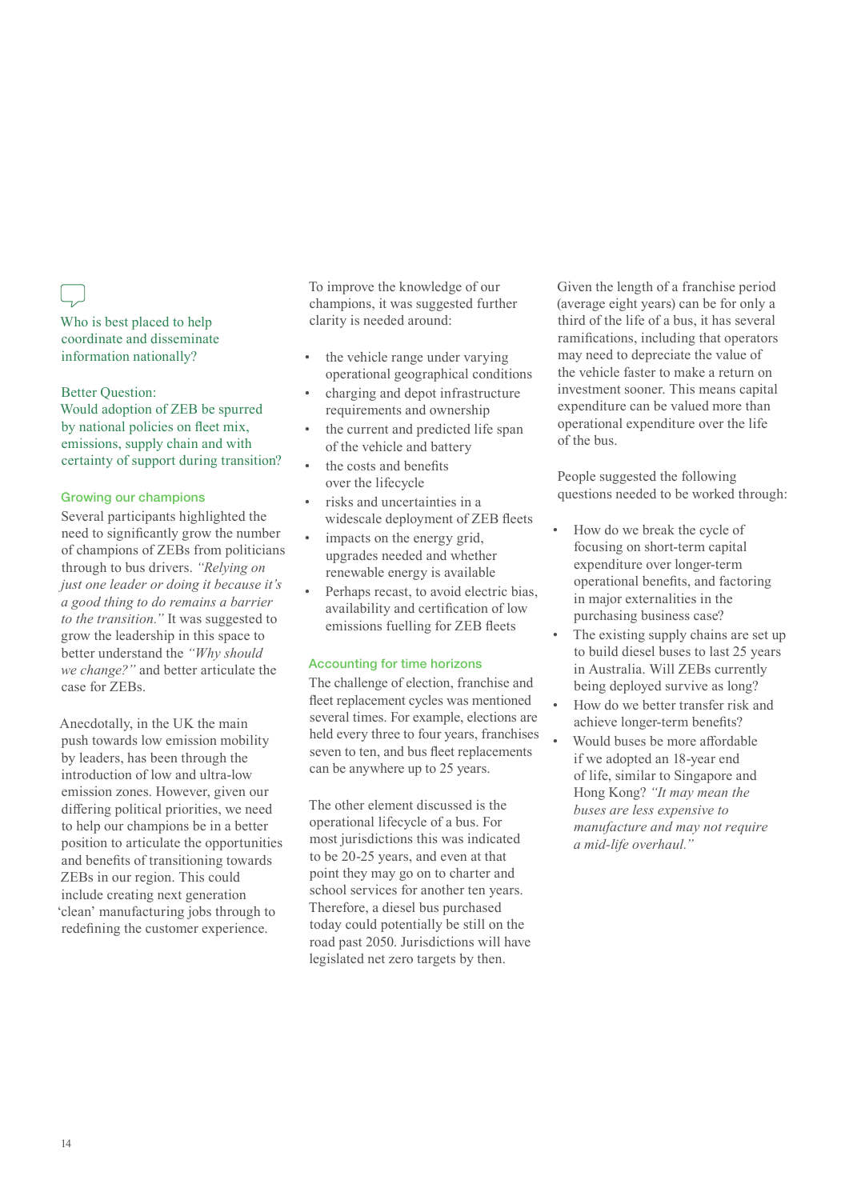Who is best placed to help coordinate and disseminate information nationally?

Better Question:
Would adoption of ZEB be spurred by national policies on fleet mix, emissions, supply chain and with certainty of support during transition?

### Growing our champions

Several participants highlighted the need to significantly grow the number of champions of ZEBs from politicians through to bus drivers. *"Relying on just one leader or doing it because it's a good thing to do remains a barrier to the transition."* It was suggested to grow the leadership in this space to better understand the *"Why should we change?"* and better articulate the case for ZEBs.

Anecdotally, in the UK the main push towards low emission mobility by leaders, has been through the introduction of low and ultra-low emission zones. However, given our differing political priorities, we need to help our champions be in a better position to articulate the opportunities and benefits of transitioning towards ZEBs in our region. This could include creating next generation 'clean' manufacturing jobs through to redefining the customer experience.

To improve the knowledge of our champions, it was suggested further clarity is needed around:

- the vehicle range under varying operational geographical conditions
- charging and depot infrastructure requirements and ownership
- the current and predicted life span of the vehicle and battery
- the costs and benefits over the lifecycle
- risks and uncertainties in a widescale deployment of ZEB fleets
- impacts on the energy grid, upgrades needed and whether renewable energy is available
- Perhaps recast, to avoid electric bias, availability and certification of low emissions fuelling for ZEB fleets

### Accounting for time horizons

The challenge of election, franchise and fleet replacement cycles was mentioned several times. For example, elections are held every three to four years, franchises seven to ten, and bus fleet replacements can be anywhere up to 25 years.

The other element discussed is the operational lifecycle of a bus. For most jurisdictions this was indicated to be 20-25 years, and even at that point they may go on to charter and school services for another ten years. Therefore, a diesel bus purchased today could potentially be still on the road past 2050. Jurisdictions will have legislated net zero targets by then.

Given the length of a franchise period (average eight years) can be for only a third of the life of a bus, it has several ramifications, including that operators may need to depreciate the value of the vehicle faster to make a return on investment sooner. This means capital expenditure can be valued more than operational expenditure over the life of the bus.

People suggested the following questions needed to be worked through:

- How do we break the cycle of focusing on short-term capital expenditure over longer-term operational benefits, and factoring in major externalities in the purchasing business case?
- The existing supply chains are set up to build diesel buses to last 25 years in Australia. Will ZEBs currently being deployed survive as long?
- How do we better transfer risk and achieve longer-term benefits?
- Would buses be more affordable if we adopted an 18-year end of life, similar to Singapore and Hong Kong? *"It may mean the buses are less expensive to manufacture and may not require a mid-life overhaul."*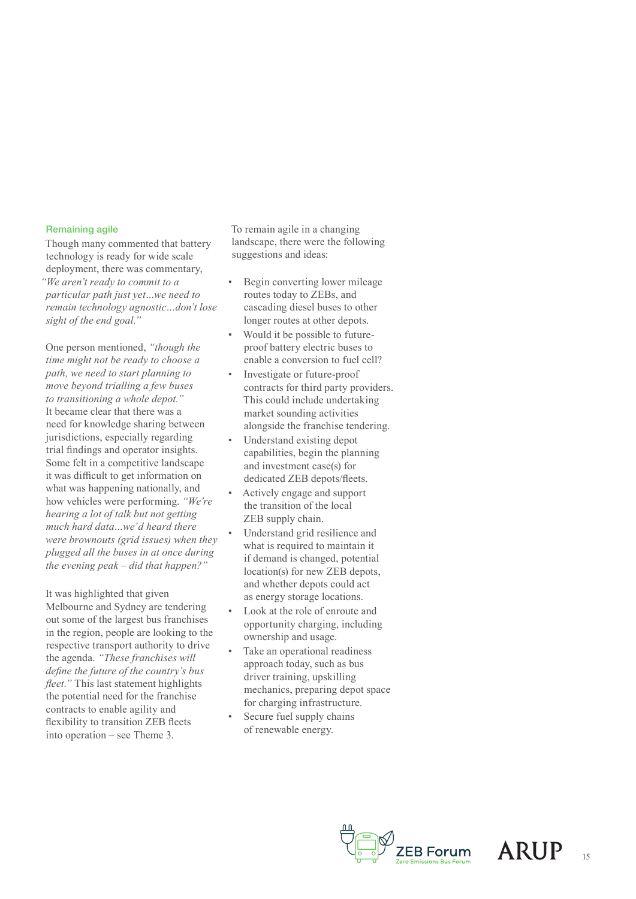### Remaining agile

Though many commented that battery technology is ready for wide scale deployment, there was commentary, *"We aren't ready to commit to a particular path just yet...we need to remain technology agnostic...don't lose sight of the end goal."*

One person mentioned, *"though the time might not be ready to choose a path, we need to start planning to move beyond trialling a few buses to transitioning a whole depot."* It became clear that there was a need for knowledge sharing between jurisdictions, especially regarding trial findings and operator insights. Some felt in a competitive landscape it was difficult to get information on what was happening nationally, and how vehicles were performing. *"We're hearing a lot of talk but not getting much hard data...we'd heard there were brownouts (grid issues) when they plugged all the buses in at once during the evening peak – did that happen?"*

It was highlighted that given Melbourne and Sydney are tendering out some of the largest bus franchises in the region, people are looking to the respective transport authority to drive the agenda. *"These franchises will define the future of the country's bus fleet."* This last statement highlights the potential need for the franchise contracts to enable agility and flexibility to transition ZEB fleets into operation – see Theme 3.

To remain agile in a changing landscape, there were the following suggestions and ideas:

- Begin converting lower mileage routes today to ZEBs, and cascading diesel buses to other longer routes at other depots.
- Would it be possible to future-proof battery electric buses to enable a conversion to fuel cell?
- Investigate or future-proof contracts for third party providers. This could include undertaking market sounding activities alongside the franchise tendering.
- Understand existing depot capabilities, begin the planning and investment case(s) for dedicated ZEB depots/fleets.
- Actively engage and support the transition of the local ZEB supply chain.
- Understand grid resilience and what is required to maintain it if demand is changed, potential location(s) for new ZEB depots, and whether depots could act as energy storage locations.
- Look at the role of enroute and opportunity charging, including ownership and usage.
- Take an operational readiness approach today, such as bus driver training, upskilling mechanics, preparing depot space for charging infrastructure.
- Secure fuel supply chains of renewable energy.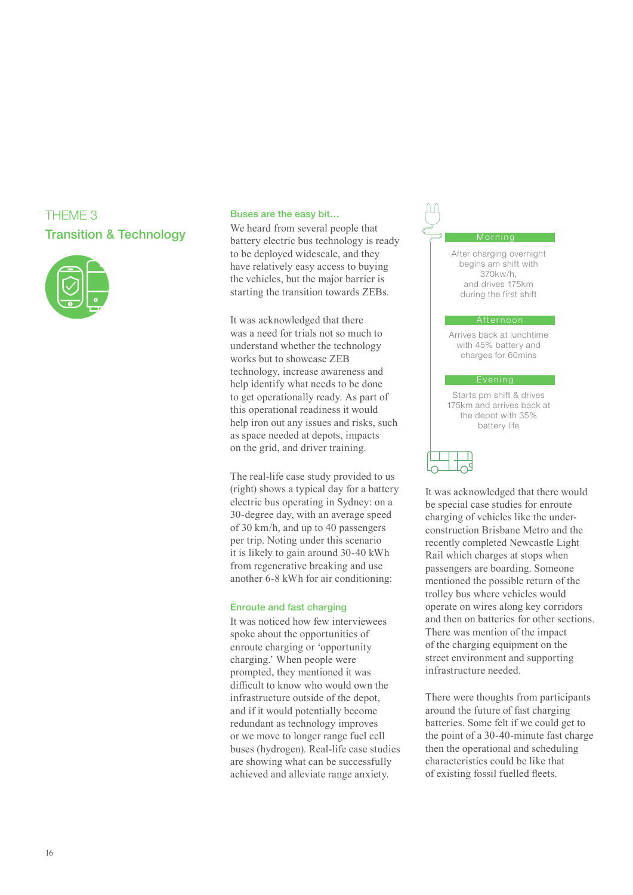## THEME 3

## Transition & Technology

### Buses are the easy bit…

We heard from several people that battery electric bus technology is ready to be deployed widescale, and they have relatively easy access to buying the vehicles, but the major barrier is starting the transition towards ZEBs.

It was acknowledged that there was a need for trials not so much to understand whether the technology works but to showcase ZEB technology, increase awareness and help identify what needs to be done to get operationally ready. As part of this operational readiness it would help iron out any issues and risks, such as space needed at depots, impacts on the grid, and driver training.

The real-life case study provided to us (right) shows a typical day for a battery electric bus operating in Sydney: on a 30-degree day, with an average speed of 30 km/h, and up to 40 passengers per trip. Noting under this scenario it is likely to gain around 30-40 kWh from regenerative breaking and use another 6-8 kWh for air conditioning:

**Morning**

After charging overnight begins am shift with 370kw/h, and drives 175km during the first shift

**Afternoon**

Arrives back at lunchtime with 45% battery and charges for 60mins

**Evening**

Starts pm shift & drives 175km and arrives back at the depot with 35% battery life

### Enroute and fast charging

It was noticed how few interviewees spoke about the opportunities of enroute charging or 'opportunity charging.' When people were prompted, they mentioned it was difficult to know who would own the infrastructure outside of the depot, and if it would potentially become redundant as technology improves or we move to longer range fuel cell buses (hydrogen). Real-life case studies are showing what can be successfully achieved and alleviate range anxiety.

It was acknowledged that there would be special case studies for enroute charging of vehicles like the under-construction Brisbane Metro and the recently completed Newcastle Light Rail which charges at stops when passengers are boarding. Someone mentioned the possible return of the trolley bus where vehicles would operate on wires along key corridors and then on batteries for other sections. There was mention of the impact of the charging equipment on the street environment and supporting infrastructure needed.

There were thoughts from participants around the future of fast charging batteries. Some felt if we could get to the point of a 30-40-minute fast charge then the operational and scheduling characteristics could be like that of existing fossil fuelled fleets.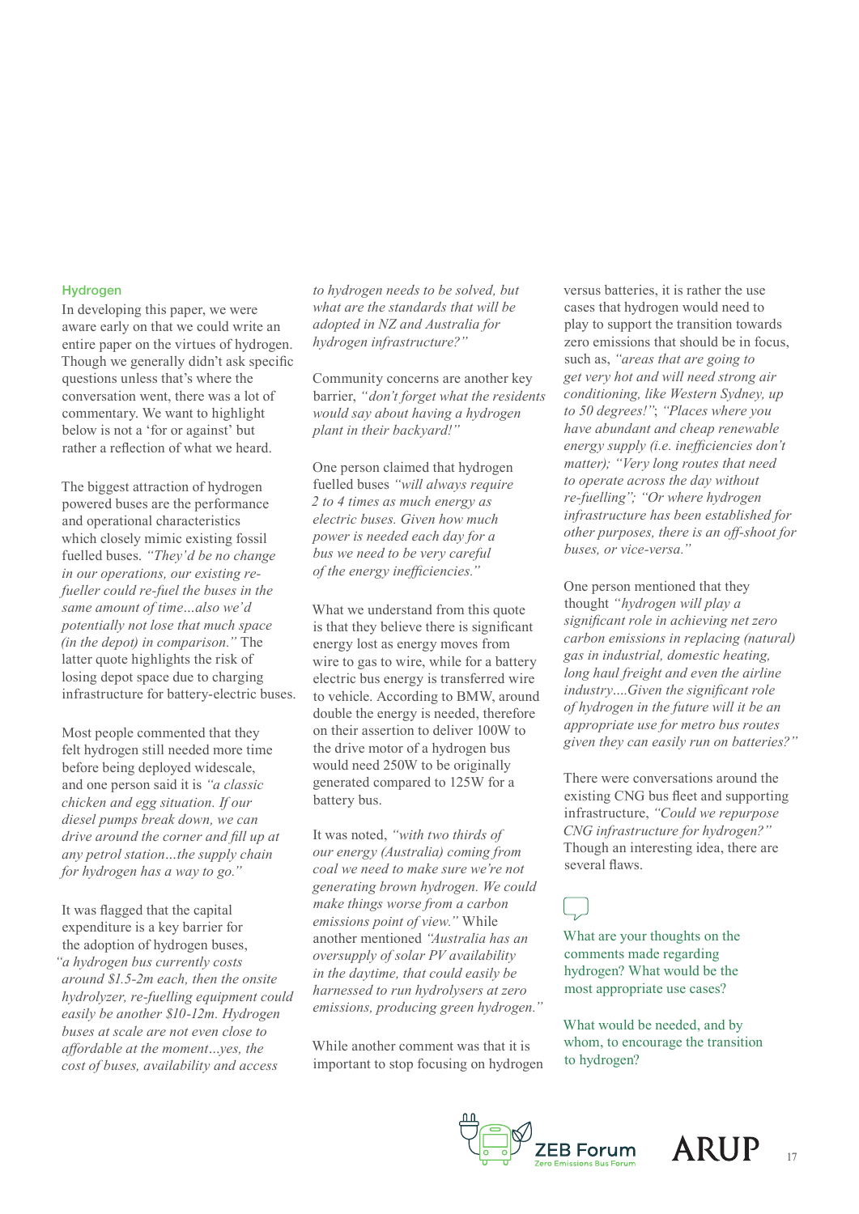## Hydrogen

In developing this paper, we were aware early on that we could write an entire paper on the virtues of hydrogen. Though we generally didn't ask specific questions unless that's where the conversation went, there was a lot of commentary. We want to highlight below is not a 'for or against' but rather a reflection of what we heard.

The biggest attraction of hydrogen powered buses are the performance and operational characteristics which closely mimic existing fossil fuelled buses. *"They'd be no change in our operations, our existing re-fueller could re-fuel the buses in the same amount of time…also we'd potentially not lose that much space (in the depot) in comparison."* The latter quote highlights the risk of losing depot space due to charging infrastructure for battery-electric buses.

Most people commented that they felt hydrogen still needed more time before being deployed widescale, and one person said it is *"a classic chicken and egg situation. If our diesel pumps break down, we can drive around the corner and fill up at any petrol station…the supply chain for hydrogen has a way to go."*

It was flagged that the capital expenditure is a key barrier for the adoption of hydrogen buses, *"a hydrogen bus currently costs around $1.5-2m each, then the onsite hydrolyzer, re-fuelling equipment could easily be another $10-12m. Hydrogen buses at scale are not even close to affordable at the moment…yes, the cost of buses, availability and access to hydrogen needs to be solved, but what are the standards that will be adopted in NZ and Australia for hydrogen infrastructure?"*

Community concerns are another key barrier, *"don't forget what the residents would say about having a hydrogen plant in their backyard!"*

One person claimed that hydrogen fuelled buses *"will always require 2 to 4 times as much energy as electric buses. Given how much power is needed each day for a bus we need to be very careful of the energy inefficiencies."*

What we understand from this quote is that they believe there is significant energy lost as energy moves from wire to gas to wire, while for a battery electric bus energy is transferred wire to vehicle. According to BMW, around double the energy is needed, therefore on their assertion to deliver 100W to the drive motor of a hydrogen bus would need 250W to be originally generated compared to 125W for a battery bus.

It was noted, *"with two thirds of our energy (Australia) coming from coal we need to make sure we're not generating brown hydrogen. We could make things worse from a carbon emissions point of view."* While another mentioned *"Australia has an oversupply of solar PV availability in the daytime, that could easily be harnessed to run hydrolysers at zero emissions, producing green hydrogen."*

While another comment was that it is important to stop focusing on hydrogen versus batteries, it is rather the use cases that hydrogen would need to play to support the transition towards zero emissions that should be in focus, such as, *"areas that are going to get very hot and will need strong air conditioning, like Western Sydney, up to 50 degrees!"*; *"Places where you have abundant and cheap renewable energy supply (i.e. inefficiencies don't matter); "Very long routes that need to operate across the day without re-fuelling"; "Or where hydrogen infrastructure has been established for other purposes, there is an off-shoot for buses, or vice-versa."*

One person mentioned that they thought *"hydrogen will play a significant role in achieving net zero carbon emissions in replacing (natural) gas in industrial, domestic heating, long haul freight and even the airline industry….Given the significant role of hydrogen in the future will it be an appropriate use for metro bus routes given they can easily run on batteries?"*

There were conversations around the existing CNG bus fleet and supporting infrastructure, *"Could we repurpose CNG infrastructure for hydrogen?"* Though an interesting idea, there are several flaws.

What are your thoughts on the comments made regarding hydrogen? What would be the most appropriate use cases?

What would be needed, and by whom, to encourage the transition to hydrogen?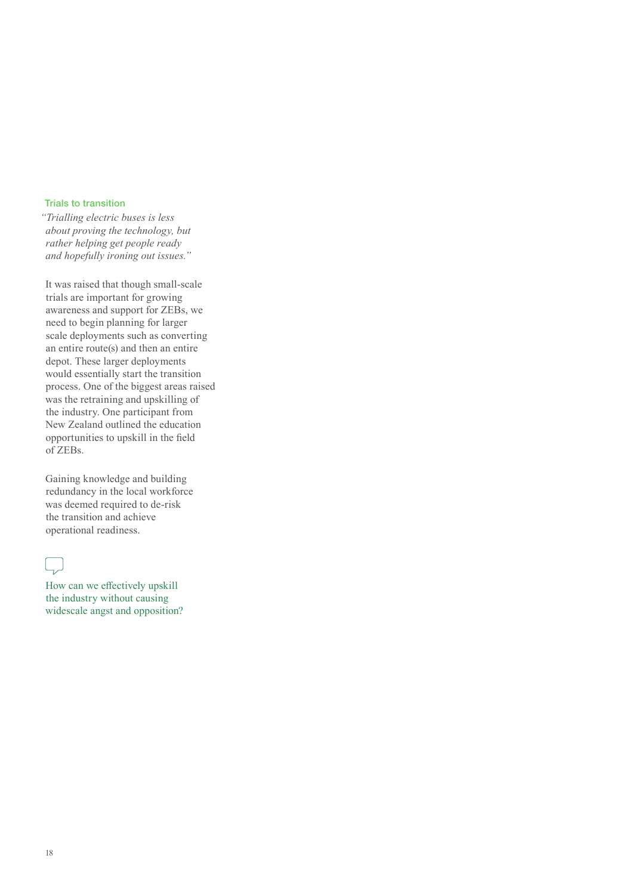### Trials to transition

*"Trialling electric buses is less about proving the technology, but rather helping get people ready and hopefully ironing out issues."*

It was raised that though small-scale trials are important for growing awareness and support for ZEBs, we need to begin planning for larger scale deployments such as converting an entire route(s) and then an entire depot. These larger deployments would essentially start the transition process. One of the biggest areas raised was the retraining and upskilling of the industry. One participant from New Zealand outlined the education opportunities to upskill in the field of ZEBs.

Gaining knowledge and building redundancy in the local workforce was deemed required to de-risk the transition and achieve operational readiness.

How can we effectively upskill the industry without causing widescale angst and opposition?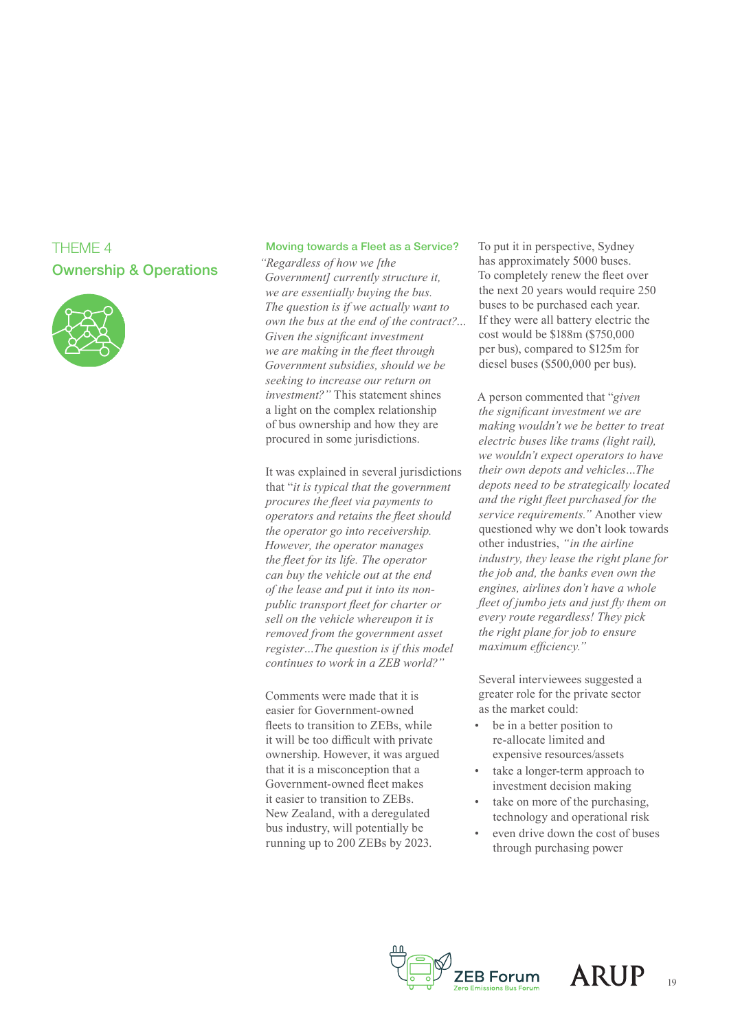THEME 4

## Ownership & Operations

### Moving towards a Fleet as a Service?

*"Regardless of how we [the Government] currently structure it, we are essentially buying the bus. The question is if we actually want to own the bus at the end of the contract?... Given the significant investment we are making in the fleet through Government subsidies, should we be seeking to increase our return on investment?"* This statement shines a light on the complex relationship of bus ownership and how they are procured in some jurisdictions.

It was explained in several jurisdictions that "*it is typical that the government procures the fleet via payments to operators and retains the fleet should the operator go into receivership. However, the operator manages the fleet for its life. The operator can buy the vehicle out at the end of the lease and put it into its non-public transport fleet for charter or sell on the vehicle whereupon it is removed from the government asset register…The question is if this model continues to work in a ZEB world?"*

Comments were made that it is easier for Government-owned fleets to transition to ZEBs, while it will be too difficult with private ownership. However, it was argued that it is a misconception that a Government-owned fleet makes it easier to transition to ZEBs. New Zealand, with a deregulated bus industry, will potentially be running up to 200 ZEBs by 2023.

To put it in perspective, Sydney has approximately 5000 buses. To completely renew the fleet over the next 20 years would require 250 buses to be purchased each year. If they were all battery electric the cost would be $188m ($750,000 per bus), compared to $125m for diesel buses ($500,000 per bus).

A person commented that "*given the significant investment we are making wouldn't we be better to treat electric buses like trams (light rail), we wouldn't expect operators to have their own depots and vehicles…The depots need to be strategically located and the right fleet purchased for the service requirements."* Another view questioned why we don't look towards other industries, *"in the airline industry, they lease the right plane for the job and, the banks even own the engines, airlines don't have a whole fleet of jumbo jets and just fly them on every route regardless! They pick the right plane for job to ensure maximum efficiency."*

Several interviewees suggested a greater role for the private sector as the market could:

- be in a better position to re-allocate limited and expensive resources/assets
- take a longer-term approach to investment decision making
- take on more of the purchasing, technology and operational risk
- even drive down the cost of buses through purchasing power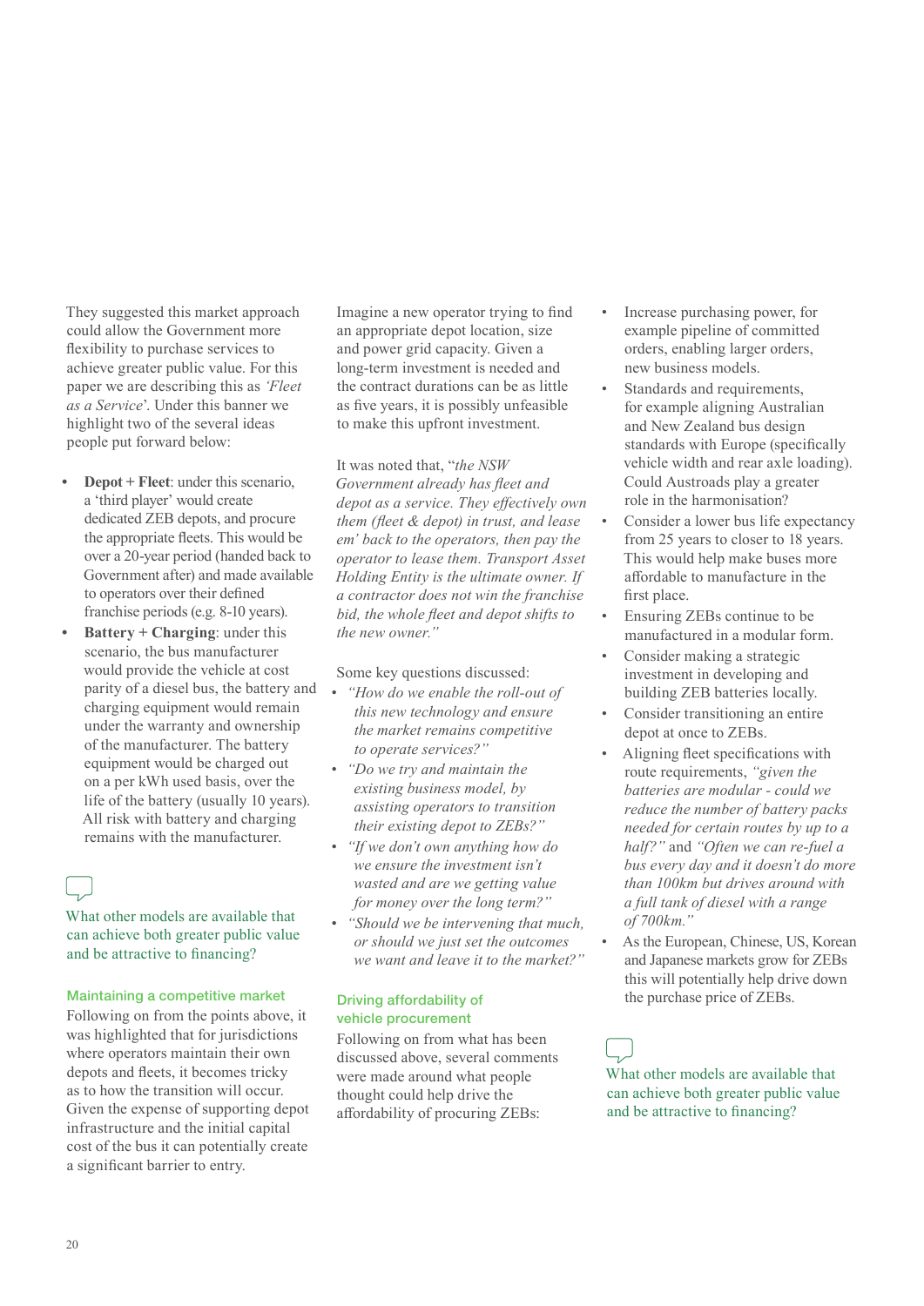They suggested this market approach could allow the Government more flexibility to purchase services to achieve greater public value. For this paper we are describing this as *'Fleet as a Service'*. Under this banner we highlight two of the several ideas people put forward below:

- **Depot + Fleet**: under this scenario, a 'third player' would create dedicated ZEB depots, and procure the appropriate fleets. This would be over a 20-year period (handed back to Government after) and made available to operators over their defined franchise periods (e.g. 8-10 years).
- **Battery + Charging**: under this scenario, the bus manufacturer would provide the vehicle at cost parity of a diesel bus, the battery and charging equipment would remain under the warranty and ownership of the manufacturer. The battery equipment would be charged out on a per kWh used basis, over the life of the battery (usually 10 years). All risk with battery and charging remains with the manufacturer.

What other models are available that can achieve both greater public value and be attractive to financing?

### Maintaining a competitive market

Following on from the points above, it was highlighted that for jurisdictions where operators maintain their own depots and fleets, it becomes tricky as to how the transition will occur. Given the expense of supporting depot infrastructure and the initial capital cost of the bus it can potentially create a significant barrier to entry.

Imagine a new operator trying to find an appropriate depot location, size and power grid capacity. Given a long-term investment is needed and the contract durations can be as little as five years, it is possibly unfeasible to make this upfront investment.

It was noted that, "*the NSW Government already has fleet and depot as a service. They effectively own them (fleet & depot) in trust, and lease em' back to the operators, then pay the operator to lease them. Transport Asset Holding Entity is the ultimate owner. If a contractor does not win the franchise bid, the whole fleet and depot shifts to the new owner.*"

Some key questions discussed:

- *"How do we enable the roll-out of this new technology and ensure the market remains competitive to operate services?"*
- *"Do we try and maintain the existing business model, by assisting operators to transition their existing depot to ZEBs?"*
- *"If we don't own anything how do we ensure the investment isn't wasted and are we getting value for money over the long term?"*
- *"Should we be intervening that much, or should we just set the outcomes we want and leave it to the market?"*

### Driving affordability of vehicle procurement

Following on from what has been discussed above, several comments were made around what people thought could help drive the affordability of procuring ZEBs:

- Increase purchasing power, for example pipeline of committed orders, enabling larger orders, new business models.
- Standards and requirements, for example aligning Australian and New Zealand bus design standards with Europe (specifically vehicle width and rear axle loading). Could Austroads play a greater role in the harmonisation?
- Consider a lower bus life expectancy from 25 years to closer to 18 years. This would help make buses more affordable to manufacture in the first place.
- Ensuring ZEBs continue to be manufactured in a modular form.
- Consider making a strategic investment in developing and building ZEB batteries locally.
- Consider transitioning an entire depot at once to ZEBs.
- Aligning fleet specifications with route requirements, *"given the batteries are modular - could we reduce the number of battery packs needed for certain routes by up to a half?"* and *"Often we can re-fuel a bus every day and it doesn't do more than 100km but drives around with a full tank of diesel with a range of 700km."*
- As the European, Chinese, US, Korean and Japanese markets grow for ZEBs this will potentially help drive down the purchase price of ZEBs.

What other models are available that can achieve both greater public value and be attractive to financing?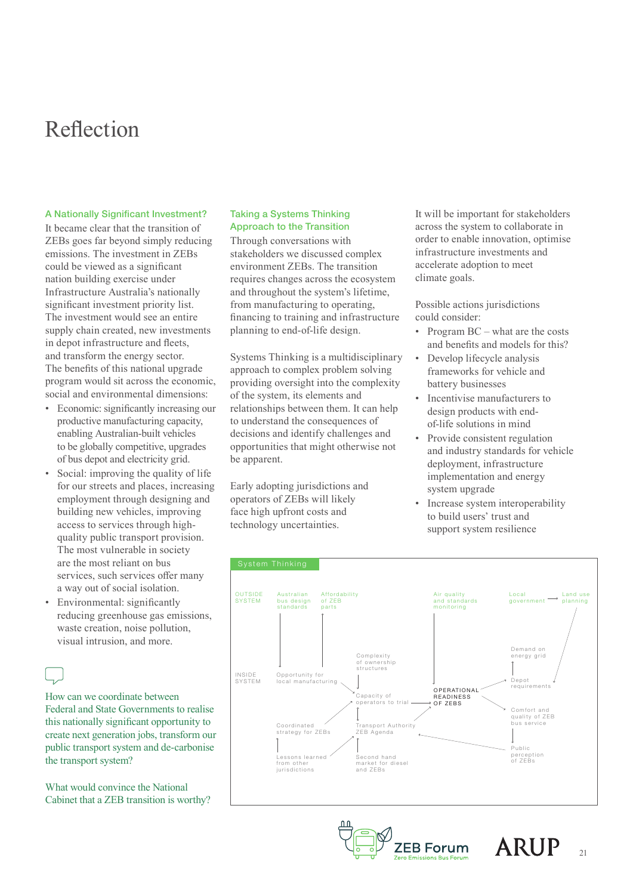# Reflection

### A Nationally Significant Investment?

It became clear that the transition of ZEBs goes far beyond simply reducing emissions. The investment in ZEBs could be viewed as a significant nation building exercise under Infrastructure Australia's nationally significant investment priority list. The investment would see an entire supply chain created, new investments in depot infrastructure and fleets, and transform the energy sector. The benefits of this national upgrade program would sit across the economic, social and environmental dimensions:

- Economic: significantly increasing our productive manufacturing capacity, enabling Australian-built vehicles to be globally competitive, upgrades of bus depot and electricity grid.
- Social: improving the quality of life for our streets and places, increasing employment through designing and building new vehicles, improving access to services through high-quality public transport provision. The most vulnerable in society are the most reliant on bus services, such services offer many a way out of social isolation.
- Environmental: significantly reducing greenhouse gas emissions, waste creation, noise pollution, visual intrusion, and more.

How can we coordinate between Federal and State Governments to realise this nationally significant opportunity to create next generation jobs, transform our public transport system and de-carbonise the transport system?

What would convince the National Cabinet that a ZEB transition is worthy?

### Taking a Systems Thinking Approach to the Transition

Through conversations with stakeholders we discussed complex environment ZEBs. The transition requires changes across the ecosystem and throughout the system's lifetime, from manufacturing to operating, financing to training and infrastructure planning to end-of-life design.

Systems Thinking is a multidisciplinary approach to complex problem solving providing oversight into the complexity of the system, its elements and relationships between them. It can help to understand the consequences of decisions and identify challenges and opportunities that might otherwise not be apparent.

Early adopting jurisdictions and operators of ZEBs will likely face high upfront costs and technology uncertainties.

It will be important for stakeholders across the system to collaborate in order to enable innovation, optimise infrastructure investments and accelerate adoption to meet climate goals.

Possible actions jurisdictions could consider:

- Program BC – what are the costs and benefits and models for this?
- Develop lifecycle analysis frameworks for vehicle and battery businesses
- Incentivise manufacturers to design products with end-of-life solutions in mind
- Provide consistent regulation and industry standards for vehicle deployment, infrastructure implementation and energy system upgrade
- Increase system interoperability to build users' trust and support system resilience

**System Thinking**

OUTSIDE SYSTEM: Australian bus design standards; Affordability of ZEB parts; Air quality and standards monitoring; Local government → Land use planning

INSIDE SYSTEM: Opportunity for local manufacturing; Complexity of ownership structures; Capacity of operators to trial → OPERATIONAL READINESS OF ZEBS; Demand on energy grid; Depot requirements; Comfort and quality of ZEB bus service; Public perception of ZEBs; Coordinated strategy for ZEBs; Transport Authority ZEB Agenda; Lessons learned from other jurisdictions; Second hand market for diesel and ZEBs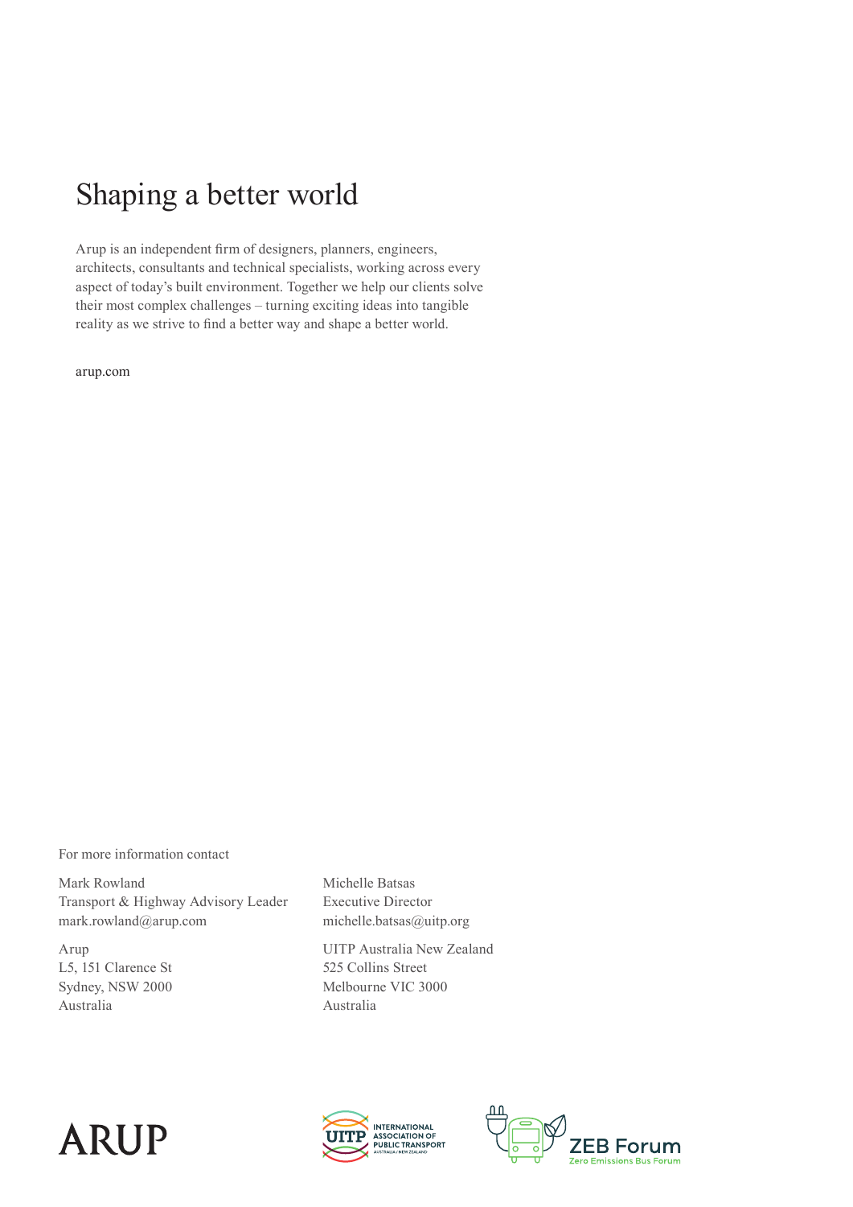# Shaping a better world

Arup is an independent firm of designers, planners, engineers, architects, consultants and technical specialists, working across every aspect of today's built environment. Together we help our clients solve their most complex challenges – turning exciting ideas into tangible reality as we strive to find a better way and shape a better world.

arup.com

For more information contact

Mark Rowland
Transport & Highway Advisory Leader
mark.rowland@arup.com

Arup
L5, 151 Clarence St
Sydney, NSW 2000
Australia

Michelle Batsas
Executive Director
michelle.batsas@uitp.org

UITP Australia New Zealand
525 Collins Street
Melbourne VIC 3000
Australia

ARUP

UITP INTERNATIONAL ASSOCIATION OF PUBLIC TRANSPORT AUSTRALIA / NEW ZEALAND

ZEB Forum
Zero Emissions Bus Forum